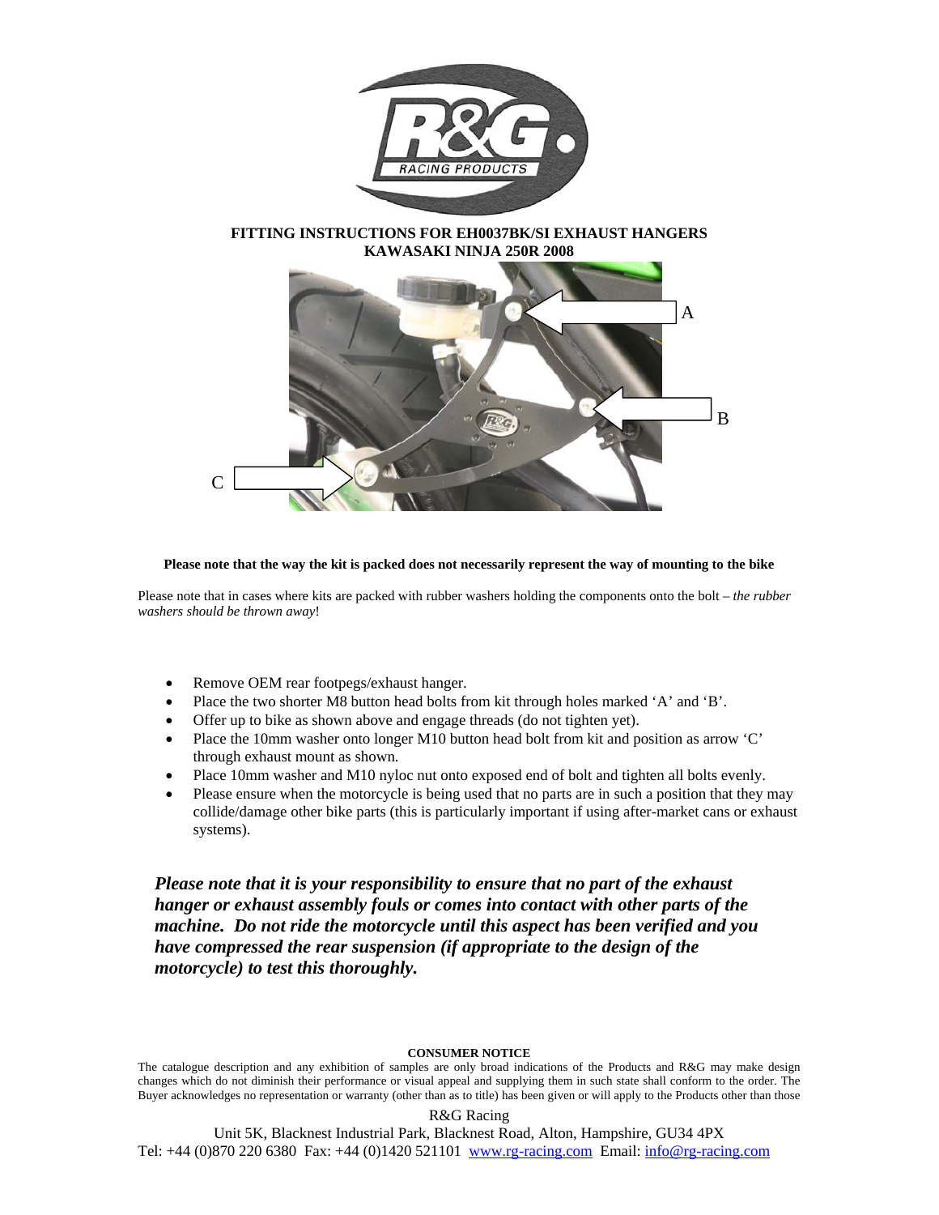**FITTING INSTRUCTIONS FOR EH0037BK/SI EXHAUST HANGERS**
**KAWASAKI NINJA 250R 2008**

**Please note that the way the kit is packed does not necessarily represent the way of mounting to the bike**

Please note that in cases where kits are packed with rubber washers holding the components onto the bolt – *the rubber washers should be thrown away*!

- Remove OEM rear footpegs/exhaust hanger.
- Place the two shorter M8 button head bolts from kit through holes marked 'A' and 'B'.
- Offer up to bike as shown above and engage threads (do not tighten yet).
- Place the 10mm washer onto longer M10 button head bolt from kit and position as arrow 'C' through exhaust mount as shown.
- Place 10mm washer and M10 nyloc nut onto exposed end of bolt and tighten all bolts evenly.
- Please ensure when the motorcycle is being used that no parts are in such a position that they may collide/damage other bike parts (this is particularly important if using after-market cans or exhaust systems).

***Please note that it is your responsibility to ensure that no part of the exhaust hanger or exhaust assembly fouls or comes into contact with other parts of the machine. Do not ride the motorcycle until this aspect has been verified and you have compressed the rear suspension (if appropriate to the design of the motorcycle) to test this thoroughly.***

**CONSUMER NOTICE**

The catalogue description and any exhibition of samples are only broad indications of the Products and R&G may make design changes which do not diminish their performance or visual appeal and supplying them in such state shall conform to the order. The Buyer acknowledges no representation or warranty (other than as to title) has been given or will apply to the Products other than those

R&G Racing
Unit 5K, Blacknest Industrial Park, Blacknest Road, Alton, Hampshire, GU34 4PX
Tel: +44 (0)870 220 6380 Fax: +44 (0)1420 521101 www.rg-racing.com Email: info@rg-racing.com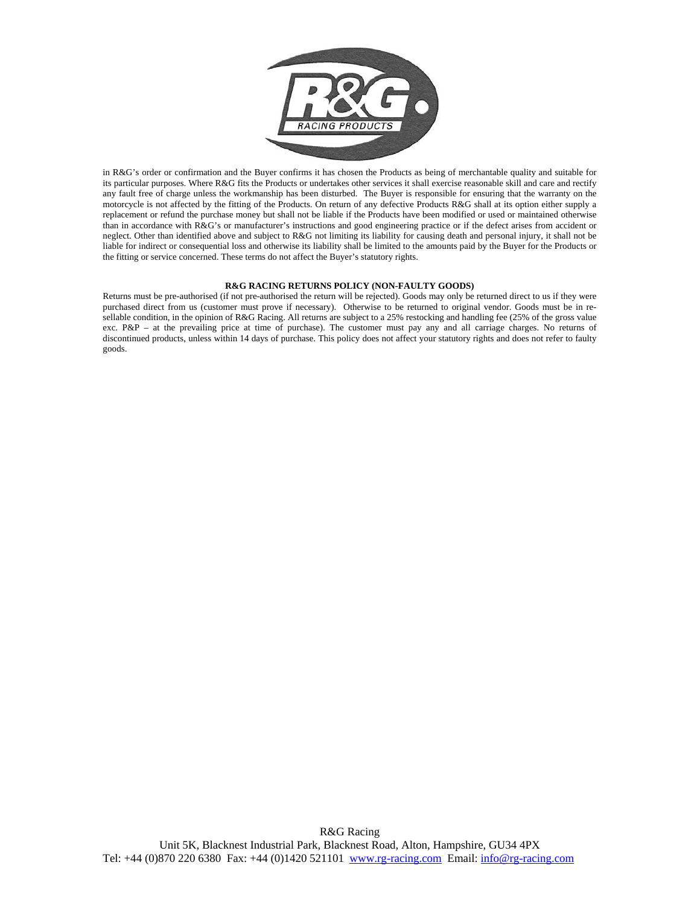in R&G's order or confirmation and the Buyer confirms it has chosen the Products as being of merchantable quality and suitable for its particular purposes. Where R&G fits the Products or undertakes other services it shall exercise reasonable skill and care and rectify any fault free of charge unless the workmanship has been disturbed. The Buyer is responsible for ensuring that the warranty on the motorcycle is not affected by the fitting of the Products. On return of any defective Products R&G shall at its option either supply a replacement or refund the purchase money but shall not be liable if the Products have been modified or used or maintained otherwise than in accordance with R&G's or manufacturer's instructions and good engineering practice or if the defect arises from accident or neglect. Other than identified above and subject to R&G not limiting its liability for causing death and personal injury, it shall not be liable for indirect or consequential loss and otherwise its liability shall be limited to the amounts paid by the Buyer for the Products or the fitting or service concerned. These terms do not affect the Buyer's statutory rights.

**R&G RACING RETURNS POLICY (NON-FAULTY GOODS)**

Returns must be pre-authorised (if not pre-authorised the return will be rejected). Goods may only be returned direct to us if they were purchased direct from us (customer must prove if necessary). Otherwise to be returned to original vendor. Goods must be in re-sellable condition, in the opinion of R&G Racing. All returns are subject to a 25% restocking and handling fee (25% of the gross value exc. P&P – at the prevailing price at time of purchase). The customer must pay any and all carriage charges. No returns of discontinued products, unless within 14 days of purchase. This policy does not affect your statutory rights and does not refer to faulty goods.

R&G Racing
Unit 5K, Blacknest Industrial Park, Blacknest Road, Alton, Hampshire, GU34 4PX
Tel: +44 (0)870 220 6380 Fax: +44 (0)1420 521101 www.rg-racing.com Email: info@rg-racing.com